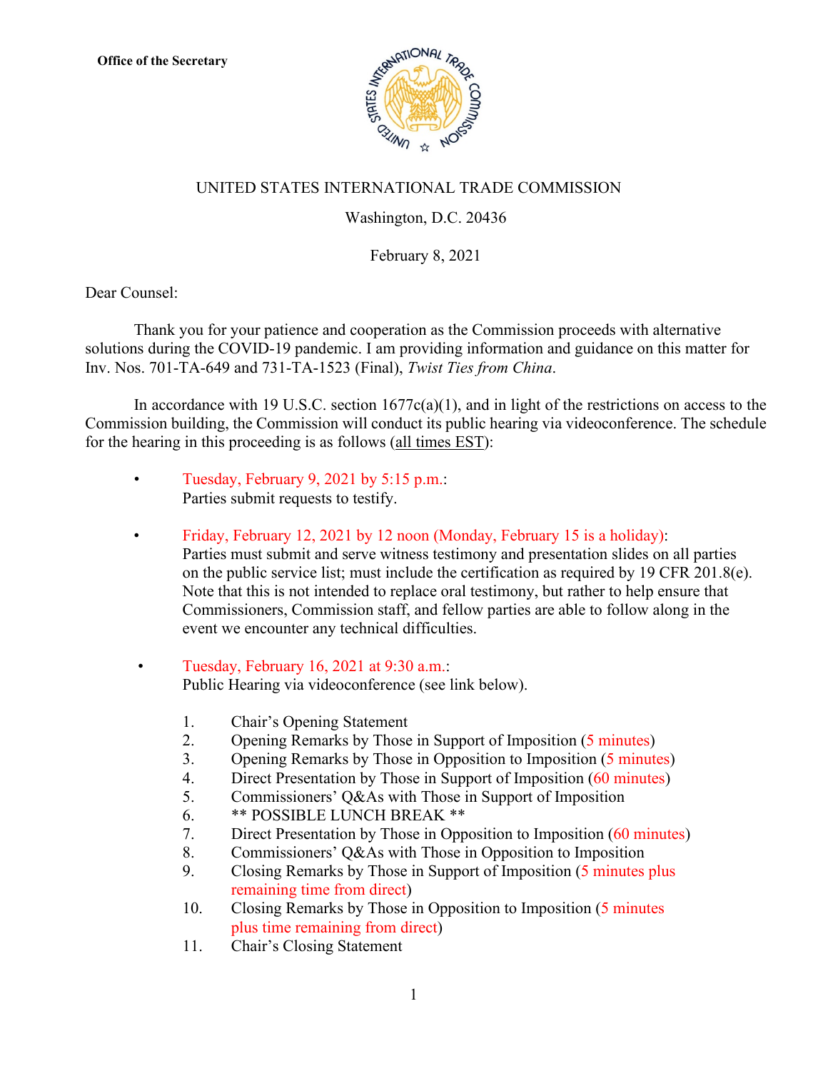**Office of the Secretary**

UNITED STATES INTERNATIONAL TRADE COMMISSION

Washington, D.C. 20436

February 8, 2021

Dear Counsel:

Thank you for your patience and cooperation as the Commission proceeds with alternative solutions during the COVID-19 pandemic. I am providing information and guidance on this matter for Inv. Nos. 701-TA-649 and 731-TA-1523 (Final), *Twist Ties from China*.

In accordance with 19 U.S.C. section 1677c(a)(1), and in light of the restrictions on access to the Commission building, the Commission will conduct its public hearing via videoconference. The schedule for the hearing in this proceeding is as follows (all times EST):

- Tuesday, February 9, 2021 by 5:15 p.m.:
  Parties submit requests to testify.

- Friday, February 12, 2021 by 12 noon (Monday, February 15 is a holiday):
  Parties must submit and serve witness testimony and presentation slides on all parties on the public service list; must include the certification as required by 19 CFR 201.8(e). Note that this is not intended to replace oral testimony, but rather to help ensure that Commissioners, Commission staff, and fellow parties are able to follow along in the event we encounter any technical difficulties.

- Tuesday, February 16, 2021 at 9:30 a.m.:
  Public Hearing via videoconference (see link below).

  1. Chair's Opening Statement
  2. Opening Remarks by Those in Support of Imposition (5 minutes)
  3. Opening Remarks by Those in Opposition to Imposition (5 minutes)
  4. Direct Presentation by Those in Support of Imposition (60 minutes)
  5. Commissioners' Q&As with Those in Support of Imposition
  6. ** POSSIBLE LUNCH BREAK **
  7. Direct Presentation by Those in Opposition to Imposition (60 minutes)
  8. Commissioners' Q&As with Those in Opposition to Imposition
  9. Closing Remarks by Those in Support of Imposition (5 minutes plus remaining time from direct)
  10. Closing Remarks by Those in Opposition to Imposition (5 minutes plus time remaining from direct)
  11. Chair's Closing Statement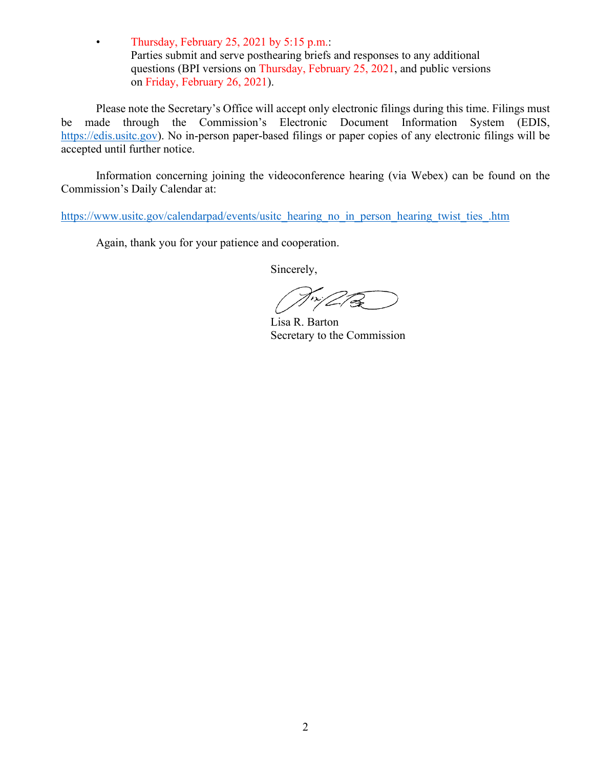- Thursday, February 25, 2021 by 5:15 p.m.:
  Parties submit and serve posthearing briefs and responses to any additional questions (BPI versions on Thursday, February 25, 2021, and public versions on Friday, February 26, 2021).

Please note the Secretary's Office will accept only electronic filings during this time. Filings must be made through the Commission's Electronic Document Information System (EDIS, https://edis.usitc.gov). No in-person paper-based filings or paper copies of any electronic filings will be accepted until further notice.

Information concerning joining the videoconference hearing (via Webex) can be found on the Commission's Daily Calendar at:

https://www.usitc.gov/calendarpad/events/usitc_hearing_no_in_person_hearing_twist_ties_.htm

Again, thank you for your patience and cooperation.

Sincerely,

Lisa R. Barton
Secretary to the Commission